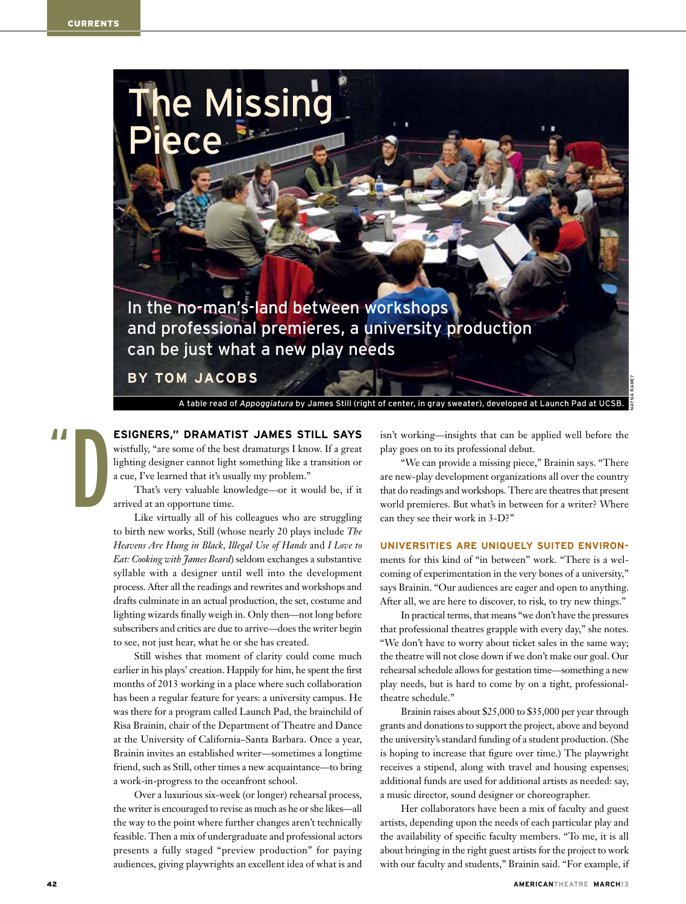# The Missing Piece

In the no-man's-land between workshops and professional premieres, a university production can be just what a new play needs

**BY TOM JACOBS**

A table read of *Appoggiatura* by James Still (right of center, in gray sweater), developed at Launch Pad at UCSB.

"**DESIGNERS," DRAMATIST JAMES STILL SAYS** wistfully, "are some of the best dramaturgs I know. If a great lighting designer cannot light something like a transition or a cue, I've learned that it's usually my problem."

That's very valuable knowledge—or it would be, if it arrived at an opportune time.

Like virtually all of his colleagues who are struggling to birth new works, Still (whose nearly 20 plays include *The Heavens Are Hung in Black*, *Illegal Use of Hands* and *I Love to Eat: Cooking with James Beard*) seldom exchanges a substantive syllable with a designer until well into the development process. After all the readings and rewrites and workshops and drafts culminate in an actual production, the set, costume and lighting wizards finally weigh in. Only then—not long before subscribers and critics are due to arrive—does the writer begin to see, not just hear, what he or she has created.

Still wishes that moment of clarity could come much earlier in his plays' creation. Happily for him, he spent the first months of 2013 working in a place where such collaboration has been a regular feature for years: a university campus. He was there for a program called Launch Pad, the brainchild of Risa Brainin, chair of the Department of Theatre and Dance at the University of California–Santa Barbara. Once a year, Brainin invites an established writer—sometimes a longtime friend, such as Still, other times a new acquaintance—to bring a work-in-progress to the oceanfront school.

Over a luxurious six-week (or longer) rehearsal process, the writer is encouraged to revise as much as he or she likes—all the way to the point where further changes aren't technically feasible. Then a mix of undergraduate and professional actors presents a fully staged "preview production" for paying audiences, giving playwrights an excellent idea of what is and isn't working—insights that can be applied well before the play goes on to its professional debut.

"We can provide a missing piece," Brainin says. "There are new-play development organizations all over the country that do readings and workshops. There are theatres that present world premieres. But what's in between for a writer? Where can they see their work in 3-D?"

**UNIVERSITIES ARE UNIQUELY SUITED ENVIRON**ments for this kind of "in between" work. "There is a welcoming of experimentation in the very bones of a university," says Brainin. "Our audiences are eager and open to anything. After all, we are here to discover, to risk, to try new things."

In practical terms, that means "we don't have the pressures that professional theatres grapple with every day," she notes. "We don't have to worry about ticket sales in the same way; the theatre will not close down if we don't make our goal. Our rehearsal schedule allows for gestation time—something a new play needs, but is hard to come by on a tight, professional-theatre schedule."

Brainin raises about $25,000 to $35,000 per year through grants and donations to support the project, above and beyond the university's standard funding of a student production. (She is hoping to increase that figure over time.) The playwright receives a stipend, along with travel and housing expenses; additional funds are used for additional artists as needed: say, a music director, sound designer or choreographer.

Her collaborators have been a mix of faculty and guest artists, depending upon the needs of each particular play and the availability of specific faculty members. "To me, it is all about bringing in the right guest artists for the project to work with our faculty and students," Brainin said. "For example, if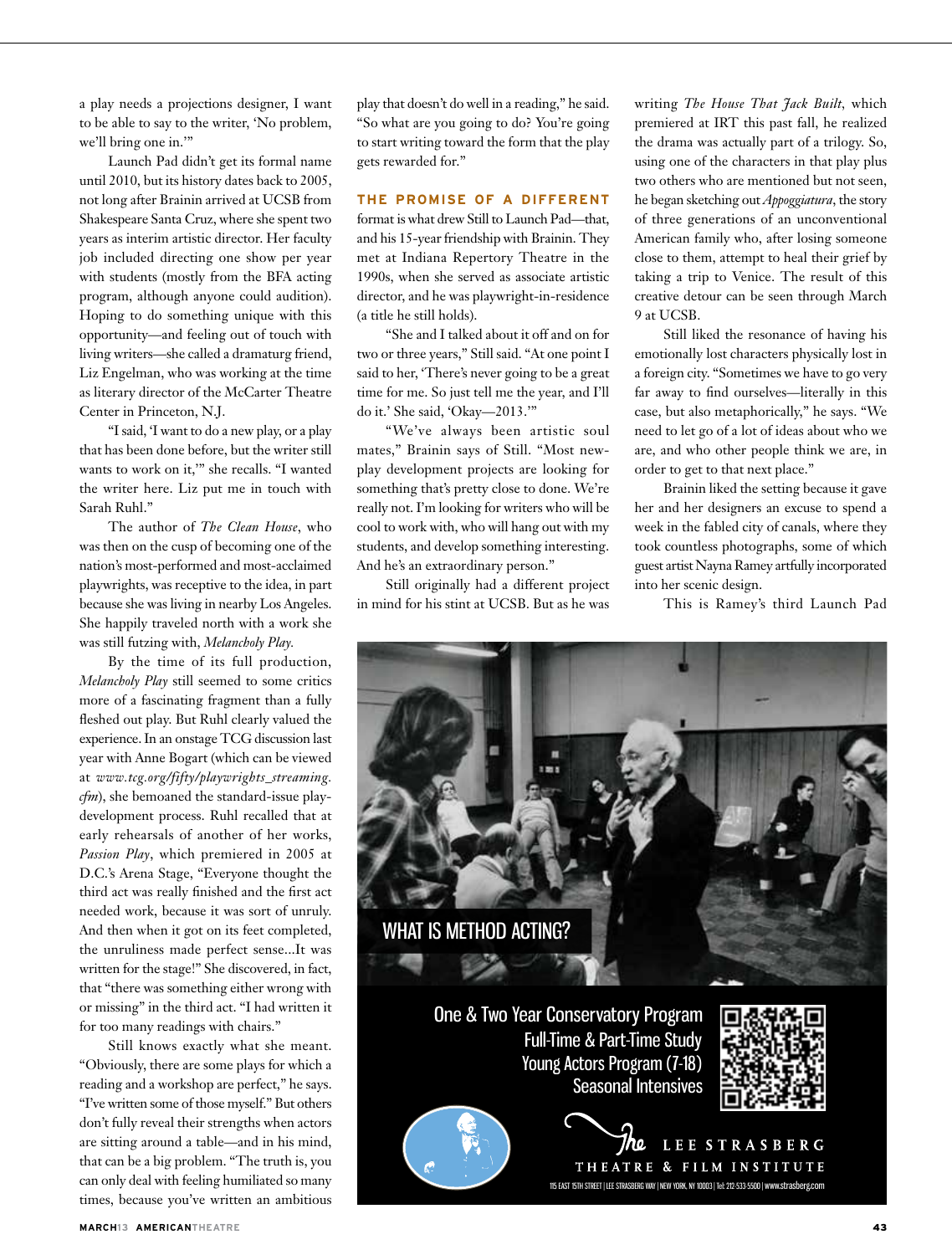a play needs a projections designer, I want to be able to say to the writer, 'No problem, we'll bring one in.'"

Launch Pad didn't get its formal name until 2010, but its history dates back to 2005, not long after Brainin arrived at UCSB from Shakespeare Santa Cruz, where she spent two years as interim artistic director. Her faculty job included directing one show per year with students (mostly from the BFA acting program, although anyone could audition). Hoping to do something unique with this opportunity—and feeling out of touch with living writers—she called a dramaturg friend, Liz Engelman, who was working at the time as literary director of the McCarter Theatre Center in Princeton, N.J.

"I said, 'I want to do a new play, or a play that has been done before, but the writer still wants to work on it,'" she recalls. "I wanted the writer here. Liz put me in touch with Sarah Ruhl."

The author of *The Clean House*, who was then on the cusp of becoming one of the nation's most-performed and most-acclaimed playwrights, was receptive to the idea, in part because she was living in nearby Los Angeles. She happily traveled north with a work she was still futzing with, *Melancholy Play*.

By the time of its full production, *Melancholy Play* still seemed to some critics more of a fascinating fragment than a fully fleshed out play. But Ruhl clearly valued the experience. In an onstage TCG discussion last year with Anne Bogart (which can be viewed at *www.tcg.org/fifty/playwrights_streaming.cfm*), she bemoaned the standard-issue play-development process. Ruhl recalled that at early rehearsals of another of her works, *Passion Play*, which premiered in 2005 at D.C.'s Arena Stage, "Everyone thought the third act was really finished and the first act needed work, because it was sort of unruly. And then when it got on its feet completed, the unruliness made perfect sense...It was written for the stage!" She discovered, in fact, that "there was something either wrong with or missing" in the third act. "I had written it for too many readings with chairs."

Still knows exactly what she meant. "Obviously, there are some plays for which a reading and a workshop are perfect," he says. "I've written some of those myself." But others don't fully reveal their strengths when actors are sitting around a table—and in his mind, that can be a big problem. "The truth is, you can only deal with feeling humiliated so many times, because you've written an ambitious play that doesn't do well in a reading," he said. "So what are you going to do? You're going to start writing toward the form that the play gets rewarded for."

**THE PROMISE OF A DIFFERENT** format is what drew Still to Launch Pad—that, and his 15-year friendship with Brainin. They met at Indiana Repertory Theatre in the 1990s, when she served as associate artistic director, and he was playwright-in-residence (a title he still holds).

"She and I talked about it off and on for two or three years," Still said. "At one point I said to her, 'There's never going to be a great time for me. So just tell me the year, and I'll do it.' She said, 'Okay—2013.'"

"We've always been artistic soul mates," Brainin says of Still. "Most new-play development projects are looking for something that's pretty close to done. We're really not. I'm looking for writers who will be cool to work with, who will hang out with my students, and develop something interesting. And he's an extraordinary person."

Still originally had a different project in mind for his stint at UCSB. But as he was writing *The House That Jack Built*, which premiered at IRT this past fall, he realized the drama was actually part of a trilogy. So, using one of the characters in that play plus two others who are mentioned but not seen, he began sketching out *Appoggiatura*, the story of three generations of an unconventional American family who, after losing someone close to them, attempt to heal their grief by taking a trip to Venice. The result of this creative detour can be seen through March 9 at UCSB.

Still liked the resonance of having his emotionally lost characters physically lost in a foreign city. "Sometimes we have to go very far away to find ourselves—literally in this case, but also metaphorically," he says. "We need to let go of a lot of ideas about who we are, and who other people think we are, in order to get to that next place."

Brainin liked the setting because it gave her and her designers an excuse to spend a week in the fabled city of canals, where they took countless photographs, some of which guest artist Nayna Ramey artfully incorporated into her scenic design.

This is Ramey's third Launch Pad

WHAT IS METHOD ACTING?

One & Two Year Conservatory Program
Full-Time & Part-Time Study
Young Actors Program (7-18)
Seasonal Intensives

The LEE STRASBERG THEATRE & FILM INSTITUTE

115 EAST 15TH STREET | LEE STRASBERG WAY | NEW YORK, NY 10003 | Tel: 212-533-5500 | www.strasberg.com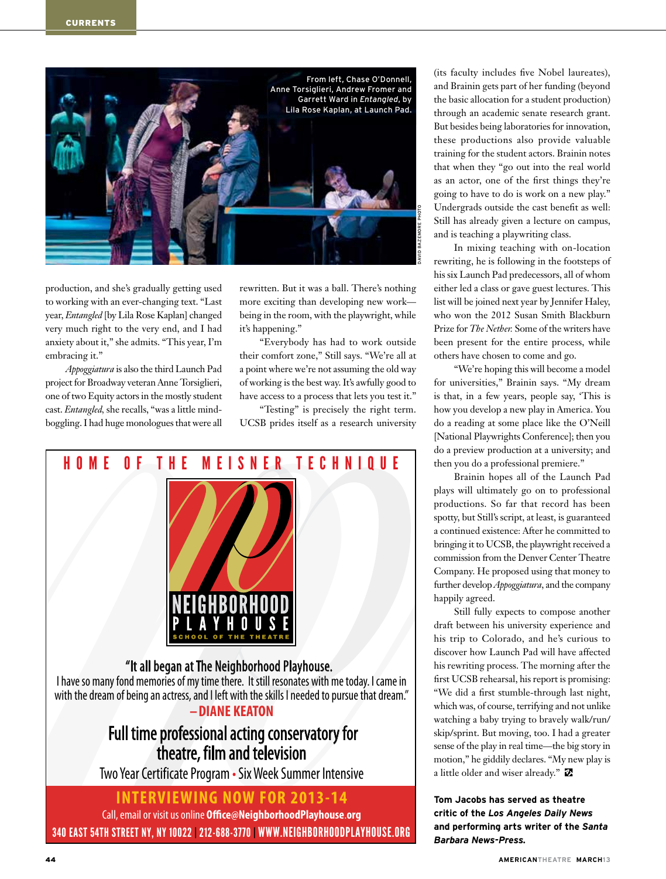From left, Chase O'Donnell, Anne Torsiglieri, Andrew Fromer and Garrett Ward in *Entangled*, by Lila Rose Kaplan, at Launch Pad.

DAVID BAZEMORE PHOTO

production, and she's gradually getting used to working with an ever-changing text. "Last year, *Entangled* [by Lila Rose Kaplan] changed very much right to the very end, and I had anxiety about it," she admits. "This year, I'm embracing it."

*Appoggiatura* is also the third Launch Pad project for Broadway veteran Anne Torsiglieri, one of two Equity actors in the mostly student cast. *Entangled*, she recalls, "was a little mind-boggling. I had huge monologues that were all rewritten. But it was a ball. There's nothing more exciting than developing new work—being in the room, with the playwright, while it's happening."

"Everybody has had to work outside their comfort zone," Still says. "We're all at a point where we're not assuming the old way of working is the best way. It's awfully good to have access to a process that lets you test it."

"Testing" is precisely the right term. UCSB prides itself as a research university (its faculty includes five Nobel laureates), and Brainin gets part of her funding (beyond the basic allocation for a student production) through an academic senate research grant. But besides being laboratories for innovation, these productions also provide valuable training for the student actors. Brainin notes that when they "go out into the real world as an actor, one of the first things they're going to have to do is work on a new play." Undergrads outside the cast benefit as well: Still has already given a lecture on campus, and is teaching a playwriting class.

In mixing teaching with on-location rewriting, he is following in the footsteps of his six Launch Pad predecessors, all of whom either led a class or gave guest lectures. This list will be joined next year by Jennifer Haley, who won the 2012 Susan Smith Blackburn Prize for *The Nether*. Some of the writers have been present for the entire process, while others have chosen to come and go.

"We're hoping this will become a model for universities," Brainin says. "My dream is that, in a few years, people say, 'This is how you develop a new play in America. You do a reading at some place like the O'Neill [National Playwrights Conference]; then you do a preview production at a university; and then you do a professional premiere."

Brainin hopes all of the Launch Pad plays will ultimately go on to professional productions. So far that record has been spotty, but Still's script, at least, is guaranteed a continued existence: After he committed to bringing it to UCSB, the playwright received a commission from the Denver Center Theatre Company. He proposed using that money to further develop *Appoggiatura*, and the company happily agreed.

Still fully expects to compose another draft between his university experience and his trip to Colorado, and he's curious to discover how Launch Pad will have affected his rewriting process. The morning after the first UCSB rehearsal, his report is promising: "We did a first stumble-through last night, which was, of course, terrifying and not unlike watching a baby trying to bravely walk/run/skip/sprint. But moving, too. I had a greater sense of the play in real time—the big story in motion," he giddily declares. "My new play is a little older and wiser already."

**Tom Jacobs has served as theatre critic of the *Los Angeles Daily News* and performing arts writer of the *Santa Barbara News-Press*.**

---

HOME OF THE MEISNER TECHNIQUE

NEIGHBORHOOD PLAYHOUSE
SCHOOL OF THE THEATRE

"It all began at The Neighborhood Playhouse. I have so many fond memories of my time there. It still resonates with me today. I came in with the dream of being an actress, and I left with the skills I needed to pursue that dream."
– DIANE KEATON

Full time professional acting conservatory for theatre, film and television

Two Year Certificate Program • Six Week Summer Intensive

INTERVIEWING NOW FOR 2013-14

Call, email or visit us online Office@NeighborhoodPlayhouse.org

340 EAST 54TH STREET NY, NY 10022 | 212-688-3770 | WWW.NEIGHBORHOODPLAYHOUSE.ORG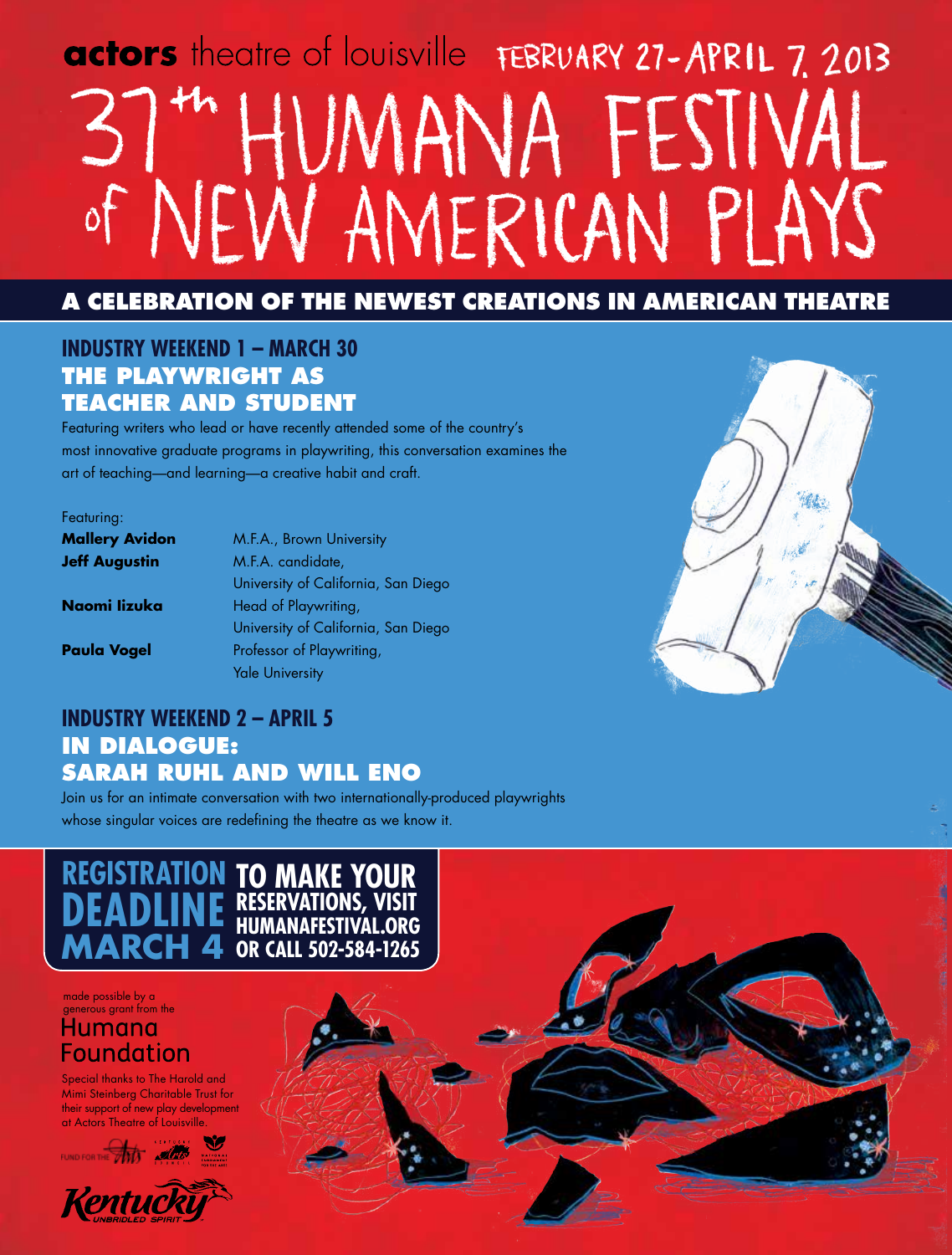**actors** theatre of louisville FEBRUARY 27 - APRIL 7, 2013

# 37th HUMANA FESTIVAL of NEW AMERICAN PLAYS

## A CELEBRATION OF THE NEWEST CREATIONS IN AMERICAN THEATRE

### INDUSTRY WEEKEND 1 – MARCH 30
### THE PLAYWRIGHT AS TEACHER AND STUDENT

Featuring writers who lead or have recently attended some of the country's most innovative graduate programs in playwriting, this conversation examines the art of teaching—and learning—a creative habit and craft.

Featuring:

| | |
|---|---|
| **Mallery Avidon** | M.F.A., Brown University |
| **Jeff Augustin** | M.F.A. candidate, University of California, San Diego |
| **Naomi Iizuka** | Head of Playwriting, University of California, San Diego |
| **Paula Vogel** | Professor of Playwriting, Yale University |

### INDUSTRY WEEKEND 2 – APRIL 5
### IN DIALOGUE: SARAH RUHL AND WILL ENO

Join us for an intimate conversation with two internationally-produced playwrights whose singular voices are redefining the theatre as we know it.

**REGISTRATION DEADLINE MARCH 4**

**TO MAKE YOUR RESERVATIONS, VISIT HUMANAFESTIVAL.ORG OR CALL 502-584-1265**

made possible by a generous grant from the Humana Foundation

Special thanks to The Harold and Mimi Steinberg Charitable Trust for their support of new play development at Actors Theatre of Louisville.

FUND FOR THE Arts

Kentucky UNBRIDLED SPIRIT